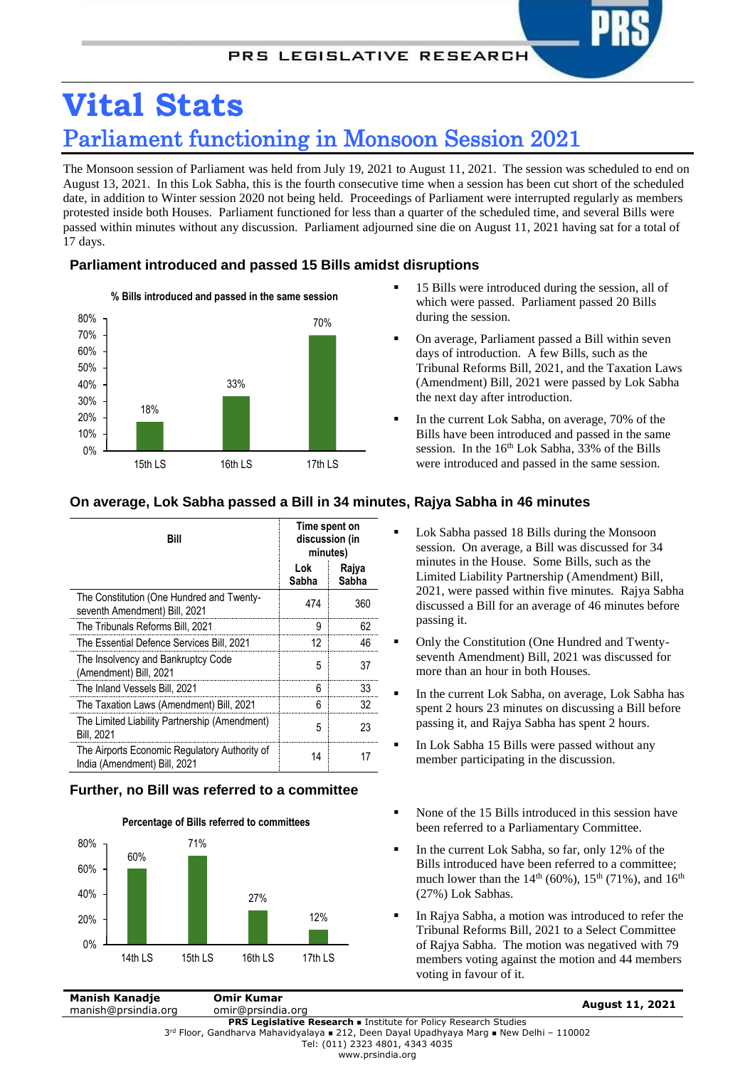# Vital Stats

## Parliament functioning in Monsoon Session 2021

The Monsoon session of Parliament was held from July 19, 2021 to August 11, 2021. The session was scheduled to end on August 13, 2021. In this Lok Sabha, this is the fourth consecutive time when a session has been cut short of the scheduled date, in addition to Winter session 2020 not being held. Proceedings of Parliament were interrupted regularly as members protested inside both Houses. Parliament functioned for less than a quarter of the scheduled time, and several Bills were passed within minutes without any discussion. Parliament adjourned sine die on August 11, 2021 having sat for a total of 17 days.

### Parliament introduced and passed 15 Bills amidst disruptions

**% Bills introduced and passed in the same session**

| | 15th LS | 16th LS | 17th LS |
|---|---|---|---|
| % | 18% | 33% | 70% |

- 15 Bills were introduced during the session, all of which were passed. Parliament passed 20 Bills during the session.
- On average, Parliament passed a Bill within seven days of introduction. A few Bills, such as the Tribunal Reforms Bill, 2021, and the Taxation Laws (Amendment) Bill, 2021 were passed by Lok Sabha the next day after introduction.
- In the current Lok Sabha, on average, 70% of the Bills have been introduced and passed in the same session. In the 16th Lok Sabha, 33% of the Bills were introduced and passed in the same session.

### On average, Lok Sabha passed a Bill in 34 minutes, Rajya Sabha in 46 minutes

| Bill | Time spent on discussion (in minutes) | |
|---|---|---|
| | Lok Sabha | Rajya Sabha |
| The Constitution (One Hundred and Twenty-seventh Amendment) Bill, 2021 | 474 | 360 |
| The Tribunals Reforms Bill, 2021 | 9 | 62 |
| The Essential Defence Services Bill, 2021 | 12 | 46 |
| The Insolvency and Bankruptcy Code (Amendment) Bill, 2021 | 5 | 37 |
| The Inland Vessels Bill, 2021 | 6 | 33 |
| The Taxation Laws (Amendment) Bill, 2021 | 6 | 32 |
| The Limited Liability Partnership (Amendment) Bill, 2021 | 5 | 23 |
| The Airports Economic Regulatory Authority of India (Amendment) Bill, 2021 | 14 | 17 |

- Lok Sabha passed 18 Bills during the Monsoon session. On average, a Bill was discussed for 34 minutes in the House. Some Bills, such as the Limited Liability Partnership (Amendment) Bill, 2021, were passed within five minutes. Rajya Sabha discussed a Bill for an average of 46 minutes before passing it.
- Only the Constitution (One Hundred and Twenty-seventh Amendment) Bill, 2021 was discussed for more than an hour in both Houses.
- In the current Lok Sabha, on average, Lok Sabha has spent 2 hours 23 minutes on discussing a Bill before passing it, and Rajya Sabha has spent 2 hours.
- In Lok Sabha 15 Bills were passed without any member participating in the discussion.

### Further, no Bill was referred to a committee

**Percentage of Bills referred to committees**

| | 14th LS | 15th LS | 16th LS | 17th LS |
|---|---|---|---|---|
| % | 60% | 71% | 27% | 12% |

- None of the 15 Bills introduced in this session have been referred to a Parliamentary Committee.
- In the current Lok Sabha, so far, only 12% of the Bills introduced have been referred to a committee; much lower than the 14th (60%), 15th (71%), and 16th (27%) Lok Sabhas.
- In Rajya Sabha, a motion was introduced to refer the Tribunal Reforms Bill, 2021 to a Select Committee of Rajya Sabha. The motion was negatived with 79 members voting against the motion and 44 members voting in favour of it.

**Manish Kanadje**
manish@prsindia.org

**Omir Kumar**
omir@prsindia.org

**August 11, 2021**

**PRS Legislative Research** ▪ Institute for Policy Research Studies
3rd Floor, Gandharva Mahavidyalaya ▪ 212, Deen Dayal Upadhyaya Marg ▪ New Delhi – 110002
Tel: (011) 2323 4801, 4343 4035
www.prsindia.org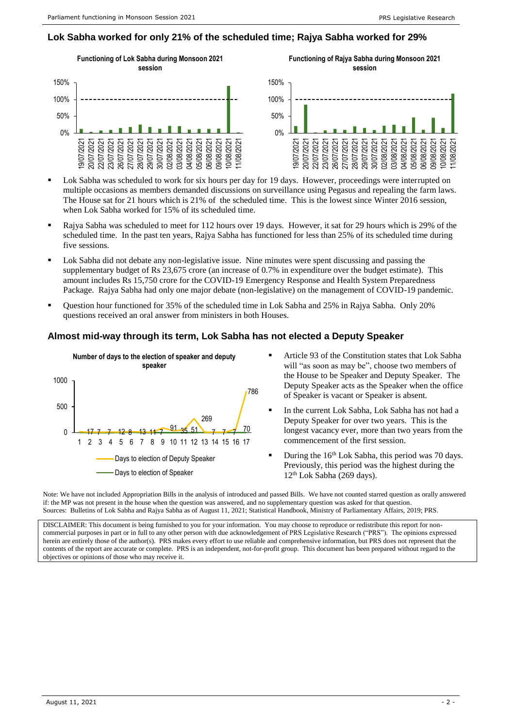## Lok Sabha worked for only 21% of the scheduled time; Rajya Sabha worked for 29%

**Functioning of Lok Sabha during Monsoon 2021 session**

150%
100%
50%
0%

19/07/2021 20/07/2021 22/07/2021 23/07/2021 26/07/2021 27/07/2021 28/07/2021 29/07/2021 30/07/2021 02/08/2021 03/08/2021 04/08/2021 05/08/2021 06/08/2021 09/08/2021 10/08/2021 11/08/2021

**Functioning of Rajya Sabha during Monsoon 2021 session**

150%
100%
50%
0%

19/07/2021 20/07/2021 22/07/2021 23/07/2021 26/07/2021 27/07/2021 28/07/2021 29/07/2021 30/07/2021 02/08/2021 03/08/2021 04/08/2021 05/08/2021 06/08/2021 09/08/2021 10/08/2021 11/08/2021

- Lok Sabha was scheduled to work for six hours per day for 19 days. However, proceedings were interrupted on multiple occasions as members demanded discussions on surveillance using Pegasus and repealing the farm laws. The House sat for 21 hours which is 21% of the scheduled time. This is the lowest since Winter 2016 session, when Lok Sabha worked for 15% of its scheduled time.
- Rajya Sabha was scheduled to meet for 112 hours over 19 days. However, it sat for 29 hours which is 29% of the scheduled time. In the past ten years, Rajya Sabha has functioned for less than 25% of its scheduled time during five sessions.
- Lok Sabha did not debate any non-legislative issue. Nine minutes were spent discussing and passing the supplementary budget of Rs 23,675 crore (an increase of 0.7% in expenditure over the budget estimate). This amount includes Rs 15,750 crore for the COVID-19 Emergency Response and Health System Preparedness Package. Rajya Sabha had only one major debate (non-legislative) on the management of COVID-19 pandemic.
- Question hour functioned for 35% of the scheduled time in Lok Sabha and 25% in Rajya Sabha. Only 20% questions received an oral answer from ministers in both Houses.

## Almost mid-way through its term, Lok Sabha has not elected a Deputy Speaker

**Number of days to the election of speaker and deputy speaker**

1000
500
0

1 2 3 4 5 6 7 8 9 10 11 12 13 14 15 16 17

17 7 7 12 8 13 11 7 91 35 51 269 7 7 7 70 786

Days to election of Deputy Speaker
Days to election of Speaker

- Article 93 of the Constitution states that Lok Sabha will "as soon as may be", choose two members of the House to be Speaker and Deputy Speaker. The Deputy Speaker acts as the Speaker when the office of Speaker is vacant or Speaker is absent.
- In the current Lok Sabha, Lok Sabha has not had a Deputy Speaker for over two years. This is the longest vacancy ever, more than two years from the commencement of the first session.
- During the 16th Lok Sabha, this period was 70 days. Previously, this period was the highest during the 12th Lok Sabha (269 days).

Note: We have not included Appropriation Bills in the analysis of introduced and passed Bills. We have not counted starred question as orally answered if: the MP was not present in the house when the question was answered, and no supplementary question was asked for that question.
Sources: Bulletins of Lok Sabha and Rajya Sabha as of August 11, 2021; Statistical Handbook, Ministry of Parliamentary Affairs, 2019; PRS.

DISCLAIMER: This document is being furnished to you for your information. You may choose to reproduce or redistribute this report for non-commercial purposes in part or in full to any other person with due acknowledgement of PRS Legislative Research ("PRS"). The opinions expressed herein are entirely those of the author(s). PRS makes every effort to use reliable and comprehensive information, but PRS does not represent that the contents of the report are accurate or complete. PRS is an independent, not-for-profit group. This document has been prepared without regard to the objectives or opinions of those who may receive it.